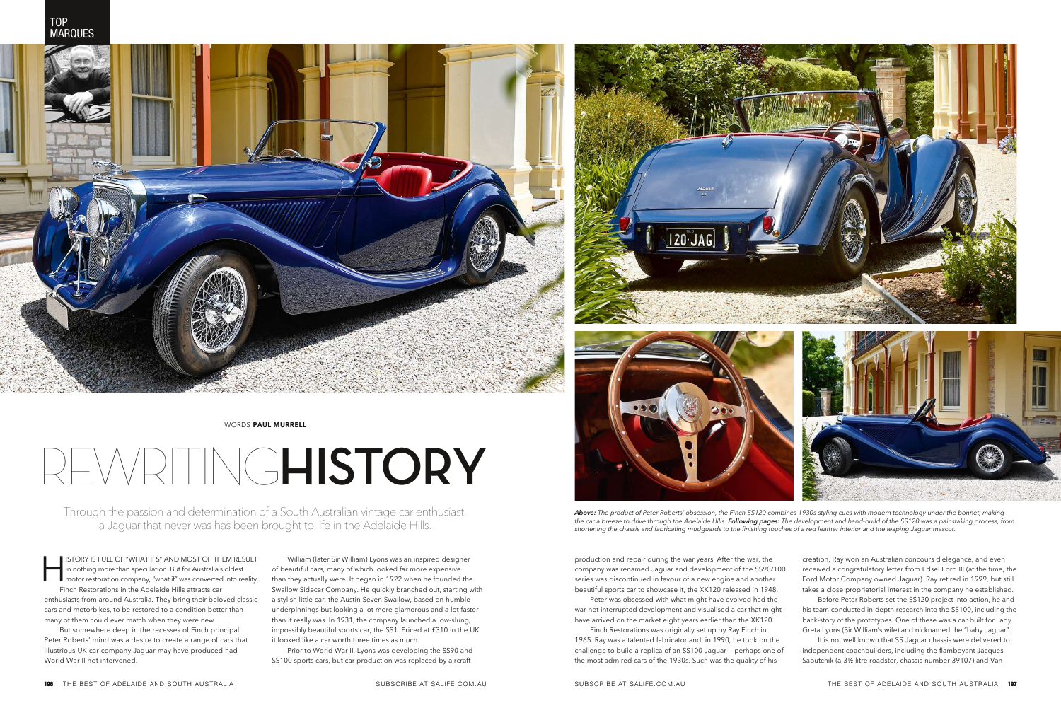WORDS **PAUL MURRELL**

# REWRITING **HISTORY**

Through the passion and determination of a South Australian vintage car enthusiast, a Jaguar that never was has been brought to life in the Adelaide Hills.

*Above:* *The product of Peter Roberts' obsession, the Finch SS120 combines 1930s styling cues with modern technology under the bonnet, making the car a breeze to drive through the Adelaide Hills.* ***Following pages:*** *The development and hand-build of the SS120 was a painstaking process, from shortening the chassis and fabricating mudguards to the finishing touches of a red leather interior and the leaping Jaguar mascot.*

HISTORY IS FULL OF "WHAT IFS" AND MOST OF THEM RESULT in nothing more than speculation. But for Australia's oldest motor restoration company, "what if" was converted into reality.

Finch Restorations in the Adelaide Hills attracts car enthusiasts from around Australia. They bring their beloved classic cars and motorbikes, to be restored to a condition better than many of them could ever match when they were new.

But somewhere deep in the recesses of Finch principal Peter Roberts' mind was a desire to create a range of cars that illustrious UK car company Jaguar may have produced had World War II not intervened.

William (later Sir William) Lyons was an inspired designer of beautiful cars, many of which looked far more expensive than they actually were. It began in 1922 when he founded the Swallow Sidecar Company. He quickly branched out, starting with a stylish little car, the Austin Seven Swallow, based on humble underpinnings but looking a lot more glamorous and a lot faster than it really was. In 1931, the company launched a low-slung, impossibly beautiful sports car, the SS1. Priced at £310 in the UK, it looked like a car worth three times as much.

Prior to World War II, Lyons was developing the SS90 and SS100 sports cars, but car production was replaced by aircraft production and repair during the war years. After the war, the company was renamed Jaguar and development of the SS90/100 series was discontinued in favour of a new engine and another beautiful sports car to showcase it, the XK120 released in 1948.

Peter was obsessed with what might have evolved had the war not interrupted development and visualised a car that might have arrived on the market eight years earlier than the XK120.

Finch Restorations was originally set up by Ray Finch in 1965. Ray was a talented fabricator and, in 1990, he took on the challenge to build a replica of an SS100 Jaguar – perhaps one of the most admired cars of the 1930s. Such was the quality of his creation, Ray won an Australian concours d'elegance, and even received a congratulatory letter from Edsel Ford III (at the time, the Ford Motor Company owned Jaguar). Ray retired in 1999, but still takes a close proprietorial interest in the company he established.

Before Peter Roberts set the SS120 project into action, he and his team conducted in-depth research into the SS100, including the back-story of the prototypes. One of these was a car built for Lady Greta Lyons (Sir William's wife) and nicknamed the "baby Jaguar".

It is not well known that SS Jaguar chassis were delivered to independent coachbuilders, including the flamboyant Jacques Saoutchik (a 3½ litre roadster, chassis number 39107) and Van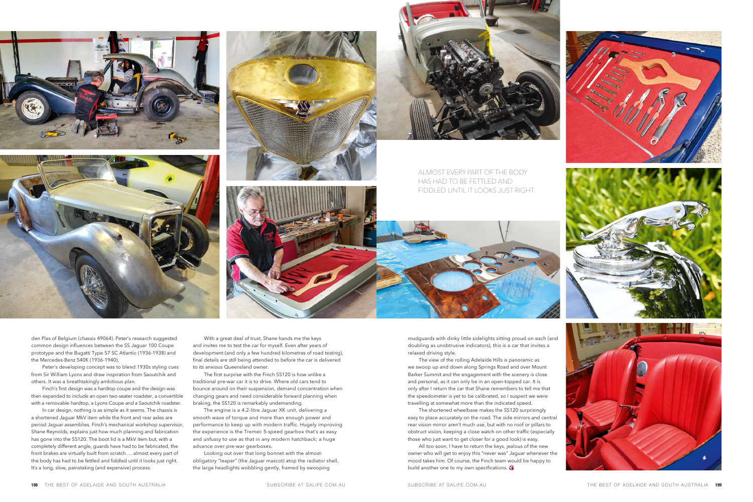ALMOST EVERY PART OF THE BODY HAS HAD TO BE FETTLED AND FIDDLED UNTIL IT LOOKS JUST RIGHT.

den Plas of Belgium (chassis 49064). Peter's research suggested common design influences between the SS Jaguar 100 Coupe prototype and the Bugatti Type 57 SC Atlantic (1936-1938) and the Mercedes-Benz 540K (1936-1940).

Peter's developing concept was to blend 1930s styling cues from Sir William Lyons and draw inspiration from Saoutchik and others. It was a breathtakingly ambitious plan.

Finch's first design was a hardtop coupe and the design was then expanded to include an open two-seater roadster, a convertible with a removable hardtop, a Lyons Coupe and a Saoutchik roadster.

In car design, nothing is as simple as it seems. The chassis is a shortened Jaguar MkV item while the front and rear axles are period Jaguar assemblies. Finch's mechanical workshop supervisor, Shane Reynolds, explains just how much planning and fabrication has gone into the SS120. The boot lid is a MkV item but, with a completely different angle, guards have had to be fabricated, the front brakes are virtually built from scratch … almost every part of the body has had to be fettled and fiddled until it looks just right. It's a long, slow, painstaking (and expensive) process.

With a great deal of trust, Shane hands me the keys and invites me to test the car for myself. Even after years of development (and only a few hundred kilometres of road testing), final details are still being attended to before the car is delivered to its anxious Queensland owner.

The first surprise with the Finch SS120 is how unlike a traditional pre-war car it is to drive. Where old cars tend to bounce around on their suspension, demand concentration when changing gears and need considerable forward planning when braking, the SS120 is remarkably undemanding.

The engine is a 4.2-litre Jaguar XK unit, delivering a smooth wave of torque and more than enough power and performance to keep up with modern traffic. Hugely improving the experience is the Tremec 5-speed gearbox that's as easy and unfussy to use as that in any modern hatchback; a huge advance over pre-war gearboxes.

Looking out over that long bonnet with the almost-obligatory "leaper" (the Jaguar mascot) atop the radiator shell, the large headlights wobbling gently, framed by swooping mudguards with dinky little sidelights sitting proud on each (and doubling as unobtrusive indicators), this is a car that invites a relaxed driving style.

The view of the rolling Adelaide Hills is panoramic as we swoop up and down along Springs Road and over Mount Barker Summit and the engagement with the scenery is close and personal, as it can only be in an open-topped car. It is only after I return the car that Shane remembers to tell me that the speedometer is yet to be calibrated, so I suspect we were travelling at somewhat more than the indicated speed.

The shortened wheelbase makes the SS120 surprisingly easy to place accurately on the road. The side mirrors and central rear vision mirror aren't much use, but with no roof or pillars to obstruct vision, keeping a close watch on other traffic (especially those who just want to get closer for a good look) is easy.

All too soon, I have to return the keys, jealous of the new owner who will get to enjoy this "never was" Jaguar whenever the mood takes him. Of course, the Finch team would be happy to build another one to my own specifications.